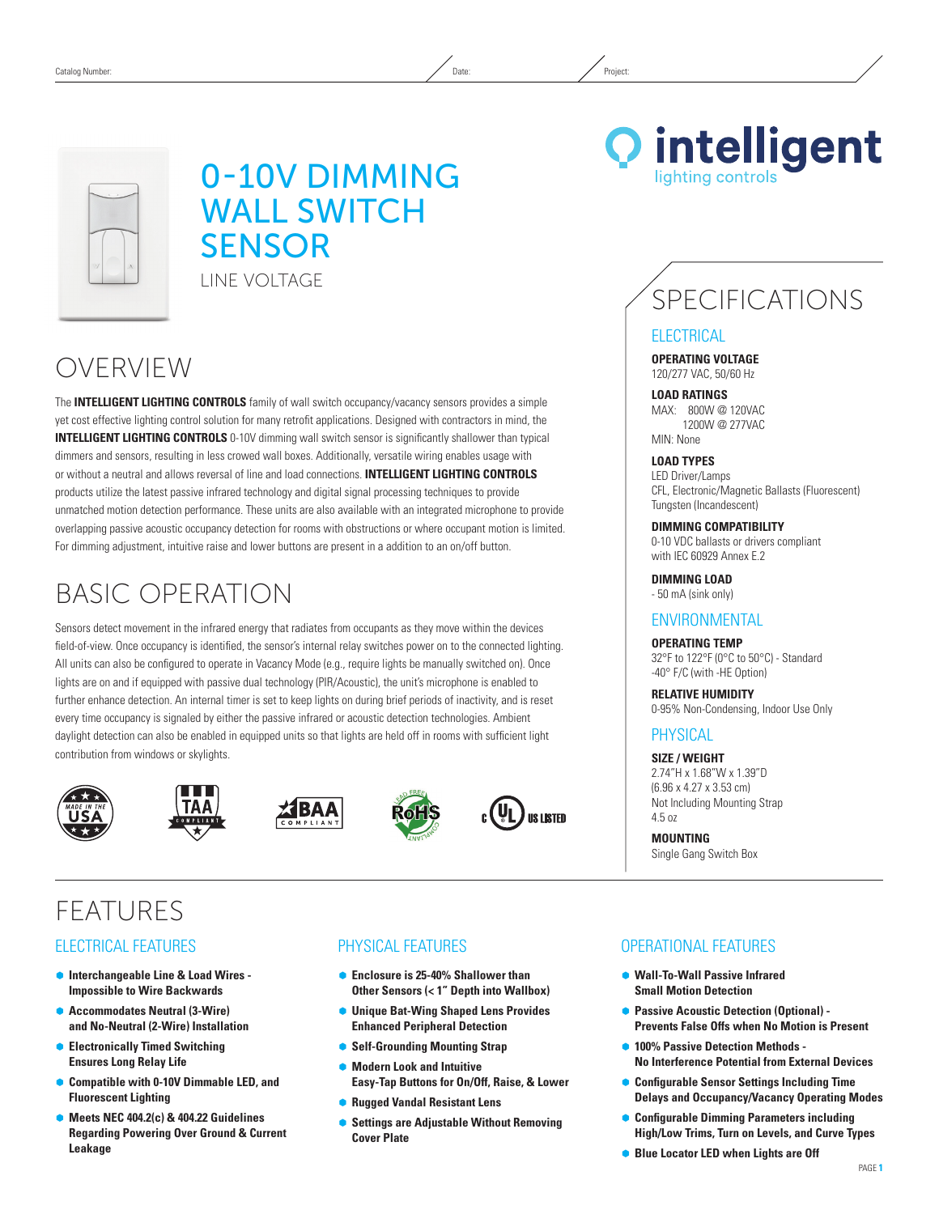Catalog Number: Date: Project:

# 0-10V DIMMING WALL SWITCH SENSOR

LINE VOLTAGE

intelligent lighting controls

## OVERVIEW

The **INTELLIGENT LIGHTING CONTROLS** family of wall switch occupancy/vacancy sensors provides a simple yet cost effective lighting control solution for many retrofit applications. Designed with contractors in mind, the **INTELLIGENT LIGHTING CONTROLS** 0-10V dimming wall switch sensor is significantly shallower than typical dimmers and sensors, resulting in less crowed wall boxes. Additionally, versatile wiring enables usage with or without a neutral and allows reversal of line and load connections. **INTELLIGENT LIGHTING CONTROLS** products utilize the latest passive infrared technology and digital signal processing techniques to provide unmatched motion detection performance. These units are also available with an integrated microphone to provide overlapping passive acoustic occupancy detection for rooms with obstructions or where occupant motion is limited. For dimming adjustment, intuitive raise and lower buttons are present in a addition to an on/off button.

## BASIC OPERATION

Sensors detect movement in the infrared energy that radiates from occupants as they move within the devices field-of-view. Once occupancy is identified, the sensor's internal relay switches power on to the connected lighting. All units can also be configured to operate in Vacancy Mode (e.g., require lights be manually switched on). Once lights are on and if equipped with passive dual technology (PIR/Acoustic), the unit's microphone is enabled to further enhance detection. An internal timer is set to keep lights on during brief periods of inactivity, and is reset every time occupancy is signaled by either the passive infrared or acoustic detection technologies. Ambient daylight detection can also be enabled in equipped units so that lights are held off in rooms with sufficient light contribution from windows or skylights.

MADE IN THE USA | TAA COMPLIANT | BAA COMPLIANT | LEAD FREE RoHS COMPLIANT | c UL US LISTED

## SPECIFICATIONS

### ELECTRICAL

**OPERATING VOLTAGE**
120/277 VAC, 50/60 Hz

**LOAD RATINGS**
MAX: 800W @ 120VAC
1200W @ 277VAC
MIN: None

**LOAD TYPES**
LED Driver/Lamps
CFL, Electronic/Magnetic Ballasts (Fluorescent)
Tungsten (Incandescent)

**DIMMING COMPATIBILITY**
0-10 VDC ballasts or drivers compliant with IEC 60929 Annex E.2

**DIMMING LOAD**
- 50 mA (sink only)

### ENVIRONMENTAL

**OPERATING TEMP**
32°F to 122°F (0°C to 50°C) - Standard
-40° F/C (with -HE Option)

**RELATIVE HUMIDITY**
0-95% Non-Condensing, Indoor Use Only

### PHYSICAL

**SIZE / WEIGHT**
2.74"H x 1.68"W x 1.39"D
(6.96 x 4.27 x 3.53 cm)
Not Including Mounting Strap
4.5 oz

**MOUNTING**
Single Gang Switch Box

## FEATURES

### ELECTRICAL FEATURES

- **Interchangeable Line & Load Wires - Impossible to Wire Backwards**
- **Accommodates Neutral (3-Wire) and No-Neutral (2-Wire) Installation**
- **Electronically Timed Switching Ensures Long Relay Life**
- **Compatible with 0-10V Dimmable LED, and Fluorescent Lighting**
- **Meets NEC 404.2(c) & 404.22 Guidelines Regarding Powering Over Ground & Current Leakage**

### PHYSICAL FEATURES

- **Enclosure is 25-40% Shallower than Other Sensors (< 1" Depth into Wallbox)**
- **Unique Bat-Wing Shaped Lens Provides Enhanced Peripheral Detection**
- **Self-Grounding Mounting Strap**
- **Modern Look and Intuitive Easy-Tap Buttons for On/Off, Raise, & Lower**
- **Rugged Vandal Resistant Lens**
- **Settings are Adjustable Without Removing Cover Plate**

### OPERATIONAL FEATURES

- **Wall-To-Wall Passive Infrared Small Motion Detection**
- **Passive Acoustic Detection (Optional) - Prevents False Offs when No Motion is Present**
- **100% Passive Detection Methods - No Interference Potential from External Devices**
- **Configurable Sensor Settings Including Time Delays and Occupancy/Vacancy Operating Modes**
- **Configurable Dimming Parameters including High/Low Trims, Turn on Levels, and Curve Types**
- **Blue Locator LED when Lights are Off**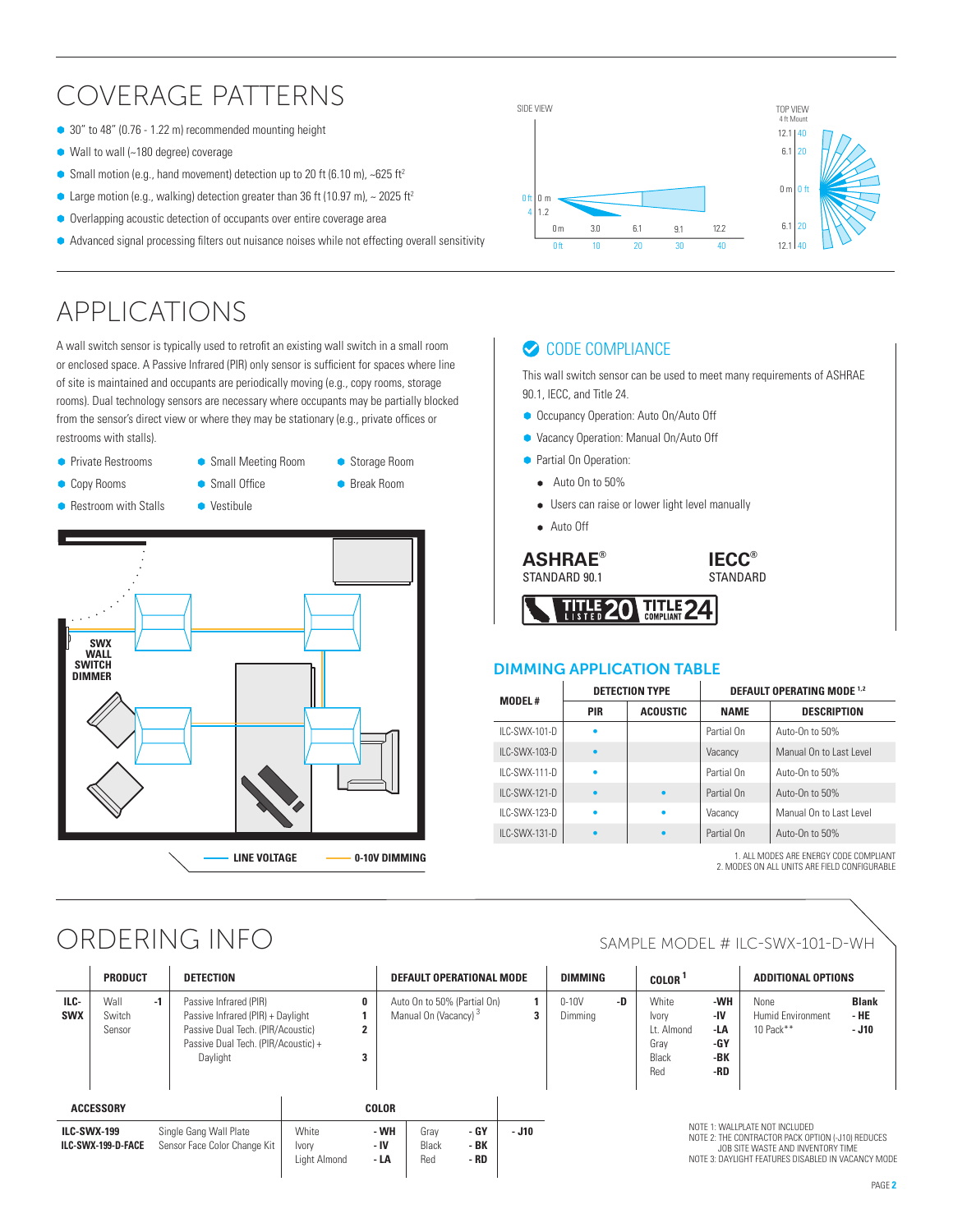# COVERAGE PATTERNS

- 30" to 48" (0.76 - 1.22 m) recommended mounting height
- Wall to wall (~180 degree) coverage
- Small motion (e.g., hand movement) detection up to 20 ft (6.10 m), ~625 ft²
- Large motion (e.g., walking) detection greater than 36 ft (10.97 m), ~ 2025 ft²
- Overlapping acoustic detection of occupants over entire coverage area
- Advanced signal processing filters out nuisance noises while not effecting overall sensitivity

# APPLICATIONS

A wall switch sensor is typically used to retrofit an existing wall switch in a small room or enclosed space. A Passive Infrared (PIR) only sensor is sufficient for spaces where line of site is maintained and occupants are periodically moving (e.g., copy rooms, storage rooms). Dual technology sensors are necessary where occupants may be partially blocked from the sensor's direct view or where they may be stationary (e.g., private offices or restrooms with stalls).

- Private Restrooms
- Copy Rooms
- Restroom with Stalls
- Small Meeting Room
- Small Office
- Vestibule
- Storage Room
- Break Room

SWX WALL SWITCH DIMMER

LINE VOLTAGE — 0-10V DIMMING

## CODE COMPLIANCE

This wall switch sensor can be used to meet many requirements of ASHRAE 90.1, IECC, and Title 24.

- Occupancy Operation: Auto On/Auto Off
- Vacancy Operation: Manual On/Auto Off
- Partial On Operation:
  - Auto On to 50%
  - Users can raise or lower light level manually
  - Auto Off

ASHRAE® STANDARD 90.1 — IECC® STANDARD — TITLE 20 LISTED — TITLE 24 COMPLIANT

## DIMMING APPLICATION TABLE

| MODEL # | DETECTION TYPE | | DEFAULT OPERATING MODE [1,2] | |
|---|---|---|---|---|
| | PIR | ACOUSTIC | NAME | DESCRIPTION |
| ILC-SWX-101-D | • | | Partial On | Auto-On to 50% |
| ILC-SWX-103-D | • | | Vacancy | Manual On to Last Level |
| ILC-SWX-111-D | • | | Partial On | Auto-On to 50% |
| ILC-SWX-121-D | • | • | Partial On | Auto-On to 50% |
| ILC-SWX-123-D | • | • | Vacancy | Manual On to Last Level |
| ILC-SWX-131-D | • | • | Partial On | Auto-On to 50% |

1. ALL MODES ARE ENERGY CODE COMPLIANT
2. MODES ON ALL UNITS ARE FIELD CONFIGURABLE

# ORDERING INFO

SAMPLE MODEL # ILC-SWX-101-D-WH

| | PRODUCT | | DETECTION | | DEFAULT OPERATIONAL MODE | | DIMMING | | COLOR [1] | | ADDITIONAL OPTIONS | |
|---|---|---|---|---|---|---|---|---|---|---|---|---|
| ILC-SWX | Wall Switch Sensor | -1 | Passive Infrared (PIR) | 0 | Auto On to 50% (Partial On) | 1 | 0-10V Dimming | -D | White | -WH | None | Blank |
| | | | Passive Infrared (PIR) + Daylight | 1 | Manual On (Vacancy) [3] | 3 | | | Ivory | -IV | Humid Environment | - HE |
| | | | Passive Dual Tech. (PIR/Acoustic) | 2 | | | | | Lt. Almond | -LA | 10 Pack** | - J10 |
| | | | Passive Dual Tech. (PIR/Acoustic) + Daylight | 3 | | | | | Gray | -GY | | |
| | | | | | | | | | Black | -BK | | |
| | | | | | | | | | Red | -RD | | |

| ACCESSORY | | COLOR | | | | |
|---|---|---|---|---|---|---|
| ILC-SWX-199 | Single Gang Wall Plate | White | - WH | Gray | - GY | - J10 |
| ILC-SWX-199-D-FACE | Sensor Face Color Change Kit | Ivory | - IV | Black | - BK | |
| | | Light Almond | - LA | Red | - RD | |

NOTE 1: WALLPLATE NOT INCLUDED
NOTE 2: THE CONTRACTOR PACK OPTION (-J10) REDUCES JOB SITE WASTE AND INVENTORY TIME
NOTE 3: DAYLIGHT FEATURES DISABLED IN VACANCY MODE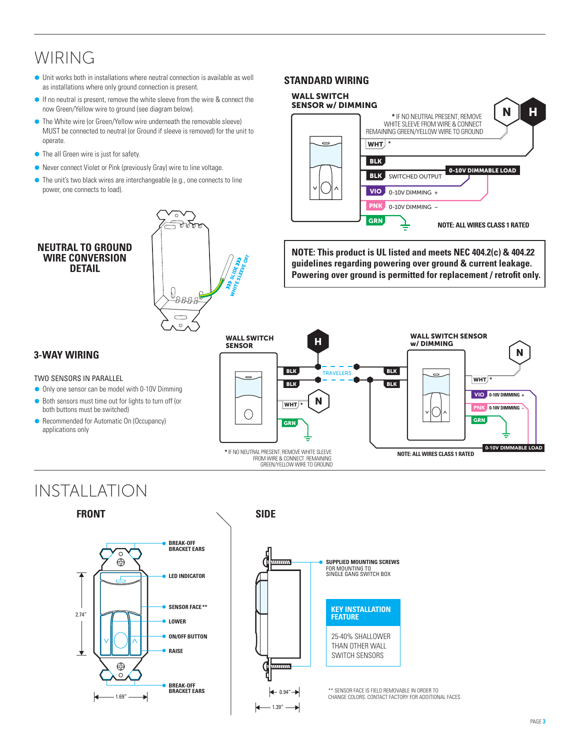# WIRING

- Unit works both in installations where neutral connection is available as well as installations where only ground connection is present.
- If no neutral is present, remove the white sleeve from the wire & connect the now Green/Yellow wire to ground (see diagram below).
- The White wire (or Green/Yellow wire underneath the removable sleeve) MUST be connected to neutral (or Ground if sleeve is removed) for the unit to operate.
- The all Green wire is just for safety.
- Never connect Violet or Pink (previously Gray) wire to line voltage.
- The unit's two black wires are interchangeable (e.g., one connects to line power, one connects to load).

## NEUTRAL TO GROUND WIRE CONVERSION DETAIL

»» SLIDE »» WHITE SLEEVE OFF

## STANDARD WIRING

### WALL SWITCH SENSOR w/ DIMMING

* IF NO NEUTRAL PRESENT, REMOVE WHITE SLEEVE FROM WIRE & CONNECT REMAINING GREEN/YELLOW WIRE TO GROUND

N H

WHT *

BLK

BLK SWITCHED OUTPUT

0-10V DIMMABLE LOAD

VIO 0-10V DIMMING +

PNK 0-10V DIMMING –

GRN

NOTE: ALL WIRES CLASS 1 RATED

**NOTE: This product is UL listed and meets NEC 404.2(c) & 404.22 guidelines regarding powering over ground & current leakage. Powering over ground is permitted for replacement / retrofit only.**

## 3-WAY WIRING

TWO SENSORS IN PARALLEL

- Only one sensor can be model with 0-10V Dimming
- Both sensors must time out for lights to turn off (or both buttons must be switched)
- Recommended for Automatic On (Occupancy) applications only

WALL SWITCH SENSOR

H

BLK

BLK

TRAVELERS

WHT *

N

GRN

WALL SWITCH SENSOR w/ DIMMING

N

BLK

BLK

WHT *

VIO 0-10V DIMMING +

PNK 0-10V DIMMING –

GRN

0-10V DIMMABLE LOAD

* IF NO NEUTRAL PRESENT, REMOVE WHITE SLEEVE FROM WIRE & CONNECT REMAINING GREEN/YELLOW WIRE TO GROUND

NOTE: ALL WIRES CLASS 1 RATED

# INSTALLATION

## FRONT

- BREAK-OFF BRACKET EARS
- LED INDICATOR
- SENSOR FACE**
- LOWER
- ON/OFF BUTTON
- RAISE
- BREAK-OFF BRACKET EARS

2.74"

1.69"

## SIDE

**SUPPLIED MOUNTING SCREWS** FOR MOUNTING TO SINGLE GANG SWITCH BOX

**KEY INSTALLATION FEATURE**

25-40% SHALLOWER THAN OTHER WALL SWITCH SENSORS

0.94"

1.39"

** SENSOR FACE IS FIELD REMOVABLE IN ORDER TO CHANGE COLORS. CONTACT FACTORY FOR ADDITIONAL FACES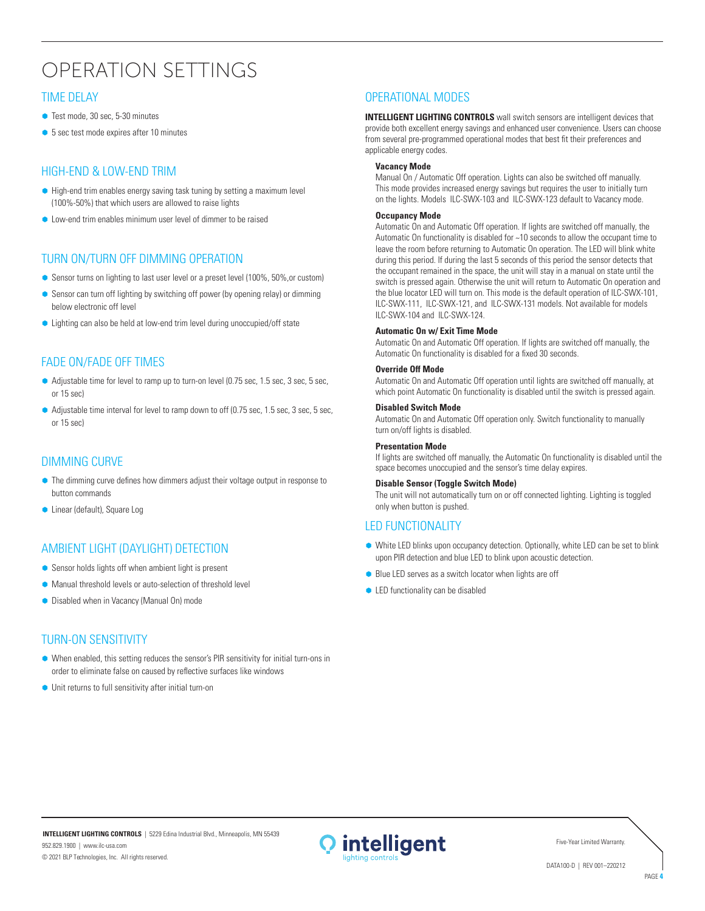# OPERATION SETTINGS

## TIME DELAY

- Test mode, 30 sec, 5-30 minutes
- 5 sec test mode expires after 10 minutes

## HIGH-END & LOW-END TRIM

- High-end trim enables energy saving task tuning by setting a maximum level (100%-50%) that which users are allowed to raise lights
- Low-end trim enables minimum user level of dimmer to be raised

## TURN ON/TURN OFF DIMMING OPERATION

- Sensor turns on lighting to last user level or a preset level (100%, 50%,or custom)
- Sensor can turn off lighting by switching off power (by opening relay) or dimming below electronic off level
- Lighting can also be held at low-end trim level during unoccupied/off state

## FADE ON/FADE OFF TIMES

- Adjustable time for level to ramp up to turn-on level (0.75 sec, 1.5 sec, 3 sec, 5 sec, or 15 sec)
- Adjustable time interval for level to ramp down to off (0.75 sec, 1.5 sec, 3 sec, 5 sec, or 15 sec)

## DIMMING CURVE

- The dimming curve defines how dimmers adjust their voltage output in response to button commands
- Linear (default), Square Log

## AMBIENT LIGHT (DAYLIGHT) DETECTION

- Sensor holds lights off when ambient light is present
- Manual threshold levels or auto-selection of threshold level
- Disabled when in Vacancy (Manual On) mode

## TURN-ON SENSITIVITY

- When enabled, this setting reduces the sensor's PIR sensitivity for initial turn-ons in order to eliminate false on caused by reflective surfaces like windows
- Unit returns to full sensitivity after initial turn-on

## OPERATIONAL MODES

**INTELLIGENT LIGHTING CONTROLS** wall switch sensors are intelligent devices that provide both excellent energy savings and enhanced user convenience. Users can choose from several pre-programmed operational modes that best fit their preferences and applicable energy codes.

**Vacancy Mode**
Manual On / Automatic Off operation. Lights can also be switched off manually. This mode provides increased energy savings but requires the user to initially turn on the lights. Models ILC-SWX-103 and ILC-SWX-123 default to Vacancy mode.

**Occupancy Mode**
Automatic On and Automatic Off operation. If lights are switched off manually, the Automatic On functionality is disabled for ~10 seconds to allow the occupant time to leave the room before returning to Automatic On operation. The LED will blink white during this period. If during the last 5 seconds of this period the sensor detects that the occupant remained in the space, the unit will stay in a manual on state until the switch is pressed again. Otherwise the unit will return to Automatic On operation and the blue locator LED will turn on. This mode is the default operation of ILC-SWX-101, ILC-SWX-111, ILC-SWX-121, and ILC-SWX-131 models. Not available for models ILC-SWX-104 and ILC-SWX-124.

**Automatic On w/ Exit Time Mode**
Automatic On and Automatic Off operation. If lights are switched off manually, the Automatic On functionality is disabled for a fixed 30 seconds.

**Override Off Mode**
Automatic On and Automatic Off operation until lights are switched off manually, at which point Automatic On functionality is disabled until the switch is pressed again.

**Disabled Switch Mode**
Automatic On and Automatic Off operation only. Switch functionality to manually turn on/off lights is disabled.

**Presentation Mode**
If lights are switched off manually, the Automatic On functionality is disabled until the space becomes unoccupied and the sensor's time delay expires.

**Disable Sensor (Toggle Switch Mode)**
The unit will not automatically turn on or off connected lighting. Lighting is toggled only when button is pushed.

## LED FUNCTIONALITY

- White LED blinks upon occupancy detection. Optionally, white LED can be set to blink upon PIR detection and blue LED to blink upon acoustic detection.
- Blue LED serves as a switch locator when lights are off
- LED functionality can be disabled